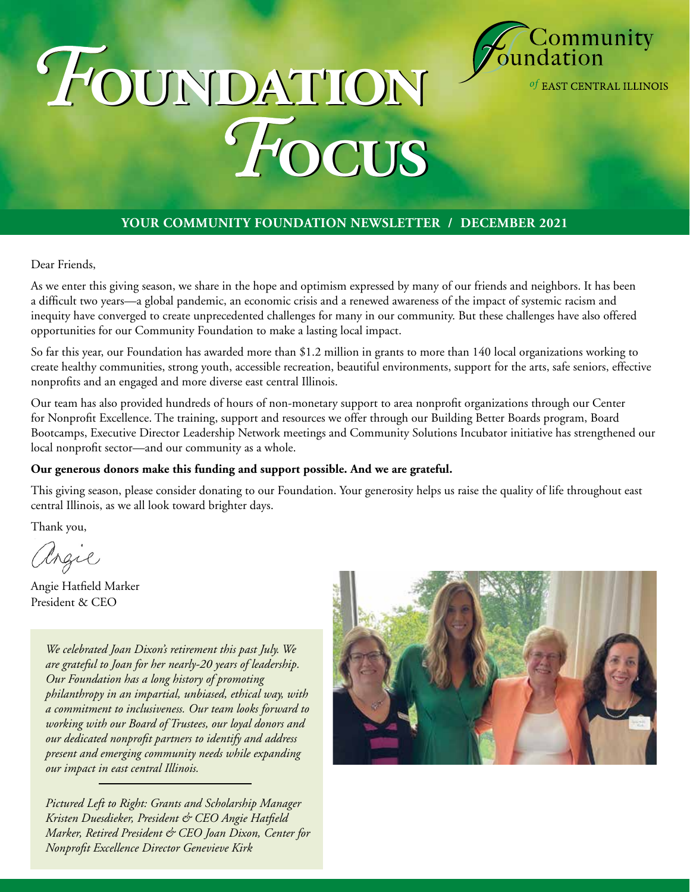# Foundation Focus

Community Foundation of EAST CENTRAL ILLINOIS

**YOUR COMMUNITY FOUNDATION NEWSLETTER / DECEMBER 2021**

Dear Friends,

As we enter this giving season, we share in the hope and optimism expressed by many of our friends and neighbors. It has been a difficult two years—a global pandemic, an economic crisis and a renewed awareness of the impact of systemic racism and inequity have converged to create unprecedented challenges for many in our community. But these challenges have also offered opportunities for our Community Foundation to make a lasting local impact.

So far this year, our Foundation has awarded more than $1.2 million in grants to more than 140 local organizations working to create healthy communities, strong youth, accessible recreation, beautiful environments, support for the arts, safe seniors, effective nonprofits and an engaged and more diverse east central Illinois.

Our team has also provided hundreds of hours of non-monetary support to area nonprofit organizations through our Center for Nonprofit Excellence. The training, support and resources we offer through our Building Better Boards program, Board Bootcamps, Executive Director Leadership Network meetings and Community Solutions Incubator initiative has strengthened our local nonprofit sector—and our community as a whole.

**Our generous donors make this funding and support possible. And we are grateful.**

This giving season, please consider donating to our Foundation. Your generosity helps us raise the quality of life throughout east central Illinois, as we all look toward brighter days.

Thank you,

Angie

Angie Hatfield Marker
President & CEO

*We celebrated Joan Dixon's retirement this past July. We are grateful to Joan for her nearly-20 years of leadership. Our Foundation has a long history of promoting philanthropy in an impartial, unbiased, ethical way, with a commitment to inclusiveness. Our team looks forward to working with our Board of Trustees, our loyal donors and our dedicated nonprofit partners to identify and address present and emerging community needs while expanding our impact in east central Illinois.*

*Pictured Left to Right: Grants and Scholarship Manager Kristen Duesdieker, President & CEO Angie Hatfield Marker, Retired President & CEO Joan Dixon, Center for Nonprofit Excellence Director Genevieve Kirk*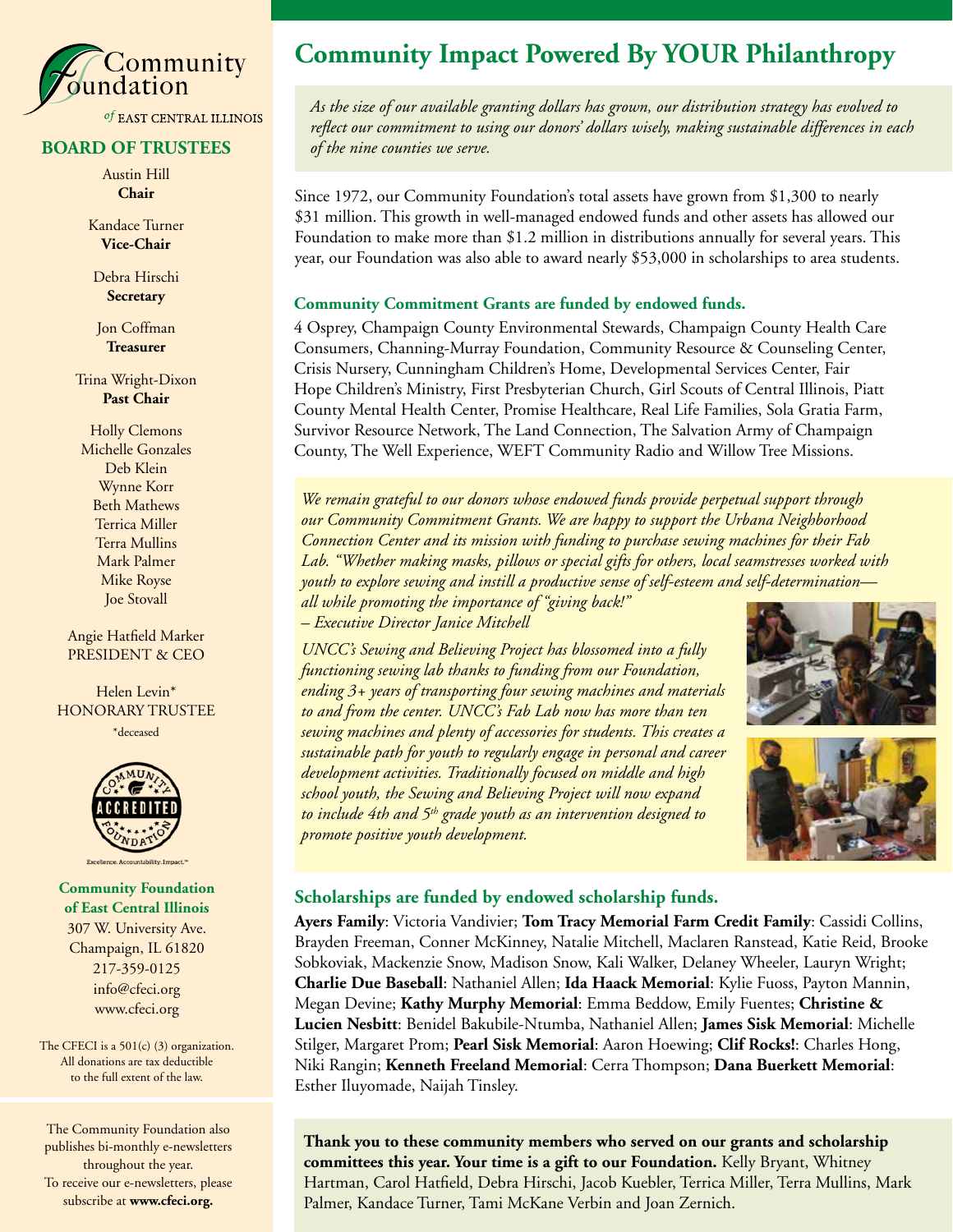# Community Impact Powered By YOUR Philanthropy

*As the size of our available granting dollars has grown, our distribution strategy has evolved to reflect our commitment to using our donors' dollars wisely, making sustainable differences in each of the nine counties we serve.*

Since 1972, our Community Foundation's total assets have grown from $1,300 to nearly $31 million. This growth in well-managed endowed funds and other assets has allowed our Foundation to make more than $1.2 million in distributions annually for several years. This year, our Foundation was also able to award nearly $53,000 in scholarships to area students.

### Community Commitment Grants are funded by endowed funds.

4 Osprey, Champaign County Environmental Stewards, Champaign County Health Care Consumers, Channing-Murray Foundation, Community Resource & Counseling Center, Crisis Nursery, Cunningham Children's Home, Developmental Services Center, Fair Hope Children's Ministry, First Presbyterian Church, Girl Scouts of Central Illinois, Piatt County Mental Health Center, Promise Healthcare, Real Life Families, Sola Gratia Farm, Survivor Resource Network, The Land Connection, The Salvation Army of Champaign County, The Well Experience, WEFT Community Radio and Willow Tree Missions.

*We remain grateful to our donors whose endowed funds provide perpetual support through our Community Commitment Grants. We are happy to support the Urbana Neighborhood Connection Center and its mission with funding to purchase sewing machines for their Fab Lab. "Whether making masks, pillows or special gifts for others, local seamstresses worked with youth to explore sewing and instill a productive sense of self-esteem and self-determination—all while promoting the importance of "giving back!"*
*– Executive Director Janice Mitchell*

*UNCC's Sewing and Believing Project has blossomed into a fully functioning sewing lab thanks to funding from our Foundation, ending 3+ years of transporting four sewing machines and materials to and from the center. UNCC's Fab Lab now has more than ten sewing machines and plenty of accessories for students. This creates a sustainable path for youth to regularly engage in personal and career development activities. Traditionally focused on middle and high school youth, the Sewing and Believing Project will now expand to include 4th and 5th grade youth as an intervention designed to promote positive youth development.*

### Scholarships are funded by endowed scholarship funds.

**Ayers Family**: Victoria Vandivier; **Tom Tracy Memorial Farm Credit Family**: Cassidi Collins, Brayden Freeman, Conner McKinney, Natalie Mitchell, Maclaren Ranstead, Katie Reid, Brooke Sobkoviak, Mackenzie Snow, Madison Snow, Kali Walker, Delaney Wheeler, Lauryn Wright; **Charlie Due Baseball**: Nathaniel Allen; **Ida Haack Memorial**: Kylie Fuoss, Payton Mannin, Megan Devine; **Kathy Murphy Memorial**: Emma Beddow, Emily Fuentes; **Christine & Lucien Nesbitt**: Benidel Bakubile-Ntumba, Nathaniel Allen; **James Sisk Memorial**: Michelle Stilger, Margaret Prom; **Pearl Sisk Memorial**: Aaron Hoewing; **Clif Rocks!**: Charles Hong, Niki Rangin; **Kenneth Freeland Memorial**: Cerra Thompson; **Dana Buerkett Memorial**: Esther Iluyomade, Naijah Tinsley.

**Thank you to these community members who served on our grants and scholarship committees this year. Your time is a gift to our Foundation.** Kelly Bryant, Whitney Hartman, Carol Hatfield, Debra Hirschi, Jacob Kuebler, Terrica Miller, Terra Mullins, Mark Palmer, Kandace Turner, Tami McKane Verbin and Joan Zernich.

---

Community Foundation of EAST CENTRAL ILLINOIS

## BOARD OF TRUSTEES

Austin Hill
**Chair**

Kandace Turner
**Vice-Chair**

Debra Hirschi
**Secretary**

Jon Coffman
**Treasurer**

Trina Wright-Dixon
**Past Chair**

Holly Clemons
Michelle Gonzales
Deb Klein
Wynne Korr
Beth Mathews
Terrica Miller
Terra Mullins
Mark Palmer
Mike Royse
Joe Stovall

Angie Hatfield Marker
PRESIDENT & CEO

Helen Levin*
HONORARY TRUSTEE
*deceased

COMMUNITY ACCREDITED FOUNDATION
Excellence. Accountability. Impact.™

**Community Foundation of East Central Illinois**
307 W. University Ave.
Champaign, IL 61820
217-359-0125
info@cfeci.org
www.cfeci.org

The CFECI is a 501(c) (3) organization. All donations are tax deductible to the full extent of the law.

The Community Foundation also publishes bi-monthly e-newsletters throughout the year. To receive our e-newsletters, please subscribe at **www.cfeci.org.**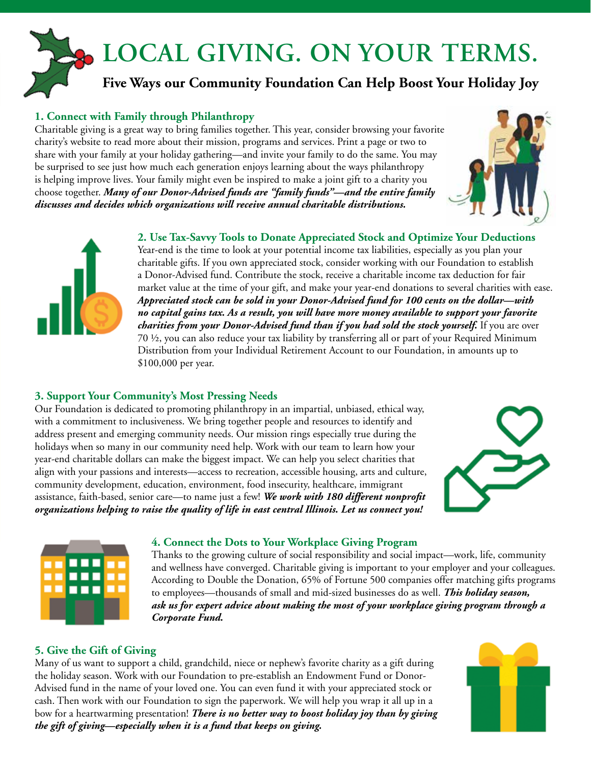# LOCAL GIVING. ON YOUR TERMS.

## Five Ways our Community Foundation Can Help Boost Your Holiday Joy

### 1. Connect with Family through Philanthropy

Charitable giving is a great way to bring families together. This year, consider browsing your favorite charity's website to read more about their mission, programs and services. Print a page or two to share with your family at your holiday gathering—and invite your family to do the same. You may be surprised to see just how much each generation enjoys learning about the ways philanthropy is helping improve lives. Your family might even be inspired to make a joint gift to a charity you choose together. ***Many of our Donor-Advised funds are "family funds"—and the entire family discusses and decides which organizations will receive annual charitable distributions.***

### 2. Use Tax-Savvy Tools to Donate Appreciated Stock and Optimize Your Deductions

Year-end is the time to look at your potential income tax liabilities, especially as you plan your charitable gifts. If you own appreciated stock, consider working with our Foundation to establish a Donor-Advised fund. Contribute the stock, receive a charitable income tax deduction for fair market value at the time of your gift, and make your year-end donations to several charities with ease. ***Appreciated stock can be sold in your Donor-Advised fund for 100 cents on the dollar—with no capital gains tax. As a result, you will have more money available to support your favorite charities from your Donor-Advised fund than if you had sold the stock yourself.*** If you are over 70 ½, you can also reduce your tax liability by transferring all or part of your Required Minimum Distribution from your Individual Retirement Account to our Foundation, in amounts up to $100,000 per year.

### 3. Support Your Community's Most Pressing Needs

Our Foundation is dedicated to promoting philanthropy in an impartial, unbiased, ethical way, with a commitment to inclusiveness. We bring together people and resources to identify and address present and emerging community needs. Our mission rings especially true during the holidays when so many in our community need help. Work with our team to learn how your year-end charitable dollars can make the biggest impact. We can help you select charities that align with your passions and interests—access to recreation, accessible housing, arts and culture, community development, education, environment, food insecurity, healthcare, immigrant assistance, faith-based, senior care—to name just a few! ***We work with 180 different nonprofit organizations helping to raise the quality of life in east central Illinois. Let us connect you!***

### 4. Connect the Dots to Your Workplace Giving Program

Thanks to the growing culture of social responsibility and social impact—work, life, community and wellness have converged. Charitable giving is important to your employer and your colleagues. According to Double the Donation, 65% of Fortune 500 companies offer matching gifts programs to employees—thousands of small and mid-sized businesses do as well. ***This holiday season, ask us for expert advice about making the most of your workplace giving program through a Corporate Fund.***

### 5. Give the Gift of Giving

Many of us want to support a child, grandchild, niece or nephew's favorite charity as a gift during the holiday season. Work with our Foundation to pre-establish an Endowment Fund or Donor-Advised fund in the name of your loved one. You can even fund it with your appreciated stock or cash. Then work with our Foundation to sign the paperwork. We will help you wrap it all up in a bow for a heartwarming presentation! ***There is no better way to boost holiday joy than by giving the gift of giving—especially when it is a fund that keeps on giving.***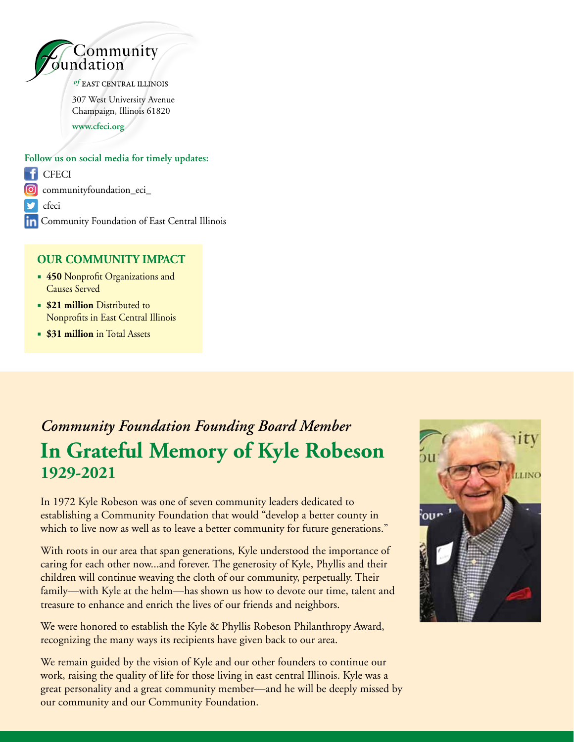Community Foundation of EAST CENTRAL ILLINOIS

307 West University Avenue
Champaign, Illinois 61820

www.cfeci.org

**Follow us on social media for timely updates:**

CFECI

communityfoundation_eci_

cfeci

Community Foundation of East Central Illinois

## OUR COMMUNITY IMPACT

- **450** Nonprofit Organizations and Causes Served
- **$21 million** Distributed to Nonprofits in East Central Illinois
- **$31 million** in Total Assets

*Community Foundation Founding Board Member*

# In Grateful Memory of Kyle Robeson

## 1929-2021

In 1972 Kyle Robeson was one of seven community leaders dedicated to establishing a Community Foundation that would "develop a better county in which to live now as well as to leave a better community for future generations."

With roots in our area that span generations, Kyle understood the importance of caring for each other now...and forever. The generosity of Kyle, Phyllis and their children will continue weaving the cloth of our community, perpetually. Their family—with Kyle at the helm—has shown us how to devote our time, talent and treasure to enhance and enrich the lives of our friends and neighbors.

We were honored to establish the Kyle & Phyllis Robeson Philanthropy Award, recognizing the many ways its recipients have given back to our area.

We remain guided by the vision of Kyle and our other founders to continue our work, raising the quality of life for those living in east central Illinois. Kyle was a great personality and a great community member—and he will be deeply missed by our community and our Community Foundation.